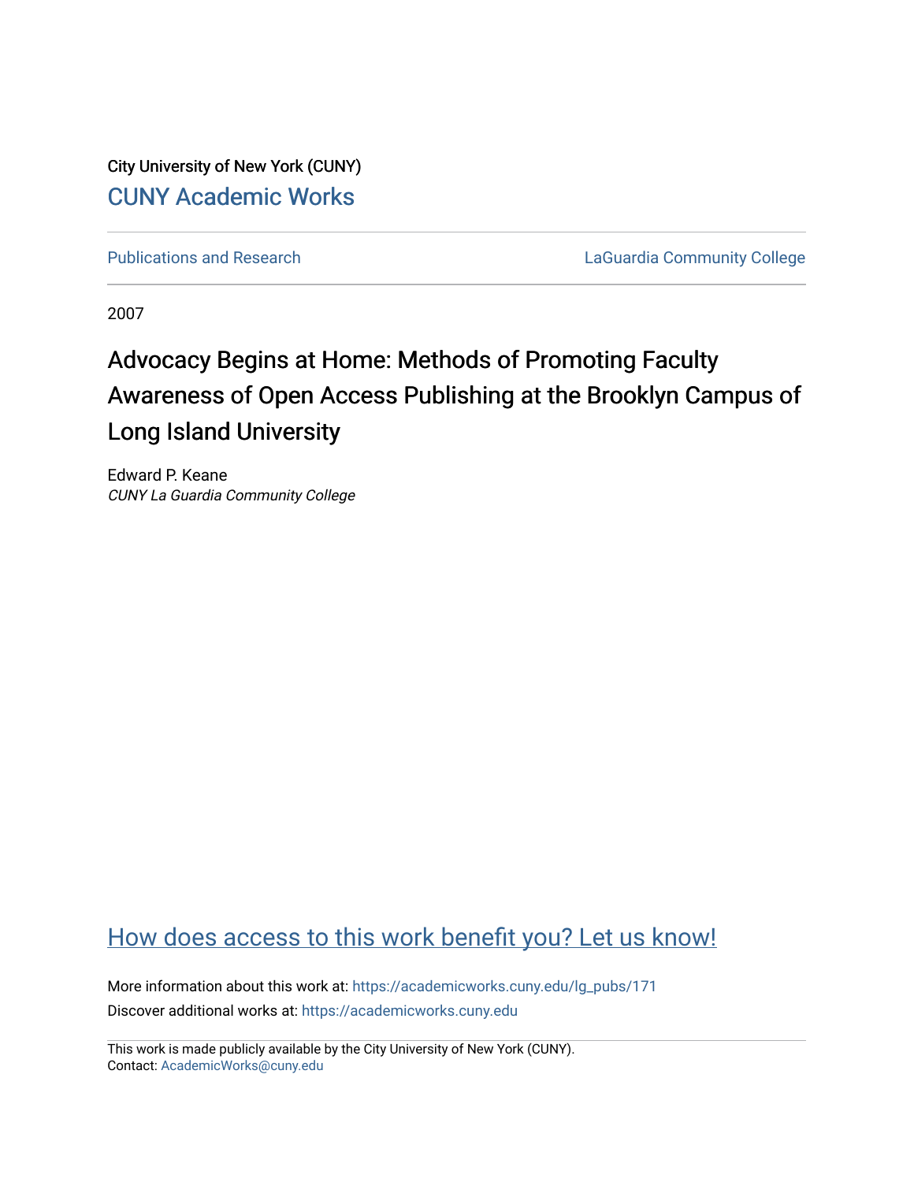City University of New York (CUNY)

CUNY Academic Works

Publications and Research

LaGuardia Community College

2007

# Advocacy Begins at Home: Methods of Promoting Faculty Awareness of Open Access Publishing at the Brooklyn Campus of Long Island University

Edward P. Keane
*CUNY La Guardia Community College*

How does access to this work benefit you? Let us know!

More information about this work at: https://academicworks.cuny.edu/lg_pubs/171

Discover additional works at: https://academicworks.cuny.edu

This work is made publicly available by the City University of New York (CUNY).
Contact: AcademicWorks@cuny.edu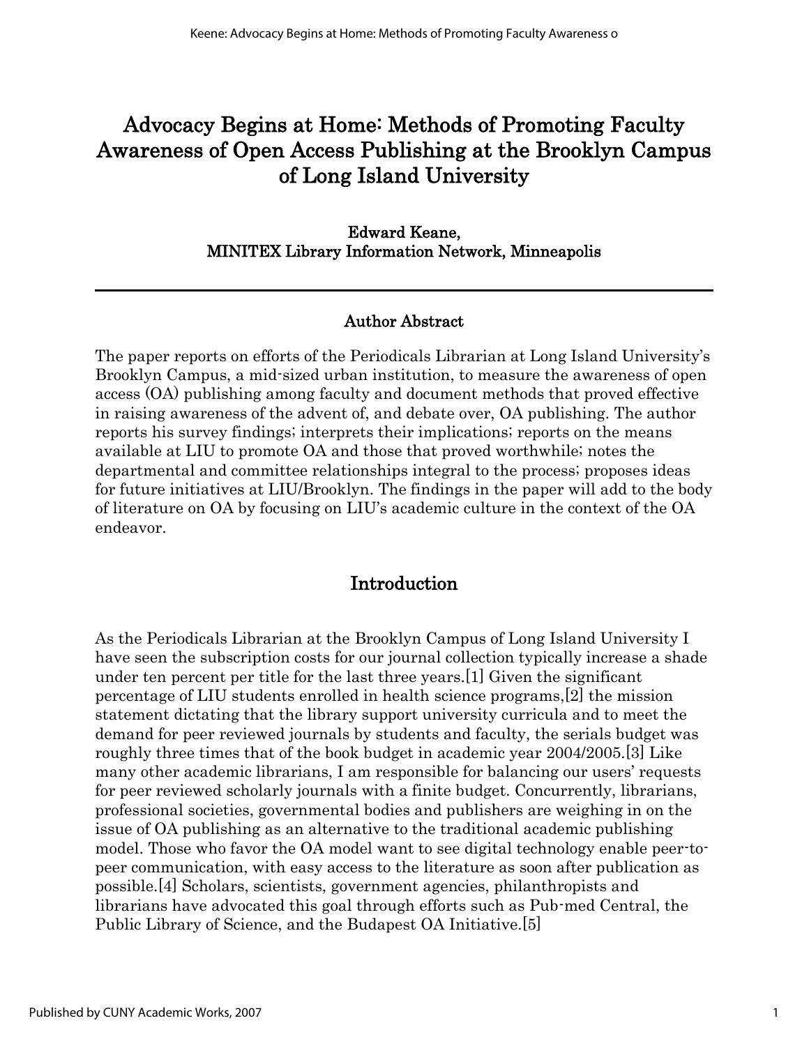# Advocacy Begins at Home: Methods of Promoting Faculty Awareness of Open Access Publishing at the Brooklyn Campus of Long Island University

**Edward Keane,**
**MINITEX Library Information Network, Minneapolis**

---

## Author Abstract

The paper reports on efforts of the Periodicals Librarian at Long Island University's Brooklyn Campus, a mid-sized urban institution, to measure the awareness of open access (OA) publishing among faculty and document methods that proved effective in raising awareness of the advent of, and debate over, OA publishing. The author reports his survey findings; interprets their implications; reports on the means available at LIU to promote OA and those that proved worthwhile; notes the departmental and committee relationships integral to the process; proposes ideas for future initiatives at LIU/Brooklyn. The findings in the paper will add to the body of literature on OA by focusing on LIU's academic culture in the context of the OA endeavor.

## Introduction

As the Periodicals Librarian at the Brooklyn Campus of Long Island University I have seen the subscription costs for our journal collection typically increase a shade under ten percent per title for the last three years.[1] Given the significant percentage of LIU students enrolled in health science programs,[2] the mission statement dictating that the library support university curricula and to meet the demand for peer reviewed journals by students and faculty, the serials budget was roughly three times that of the book budget in academic year 2004/2005.[3] Like many other academic librarians, I am responsible for balancing our users' requests for peer reviewed scholarly journals with a finite budget. Concurrently, librarians, professional societies, governmental bodies and publishers are weighing in on the issue of OA publishing as an alternative to the traditional academic publishing model. Those who favor the OA model want to see digital technology enable peer-to-peer communication, with easy access to the literature as soon after publication as possible.[4] Scholars, scientists, government agencies, philanthropists and librarians have advocated this goal through efforts such as Pub-med Central, the Public Library of Science, and the Budapest OA Initiative.[5]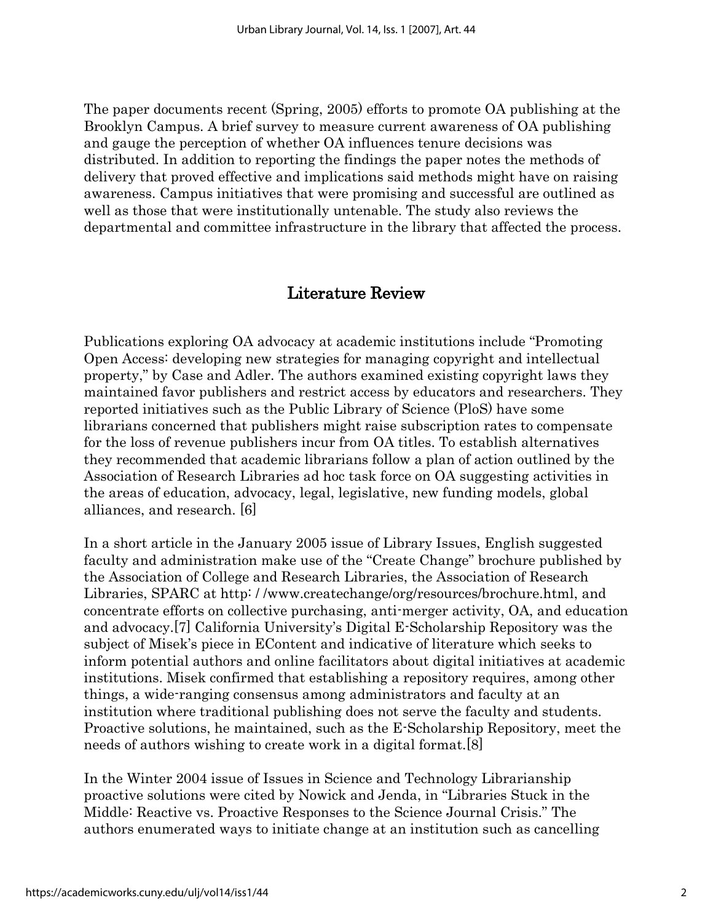The paper documents recent (Spring, 2005) efforts to promote OA publishing at the Brooklyn Campus. A brief survey to measure current awareness of OA publishing and gauge the perception of whether OA influences tenure decisions was distributed. In addition to reporting the findings the paper notes the methods of delivery that proved effective and implications said methods might have on raising awareness. Campus initiatives that were promising and successful are outlined as well as those that were institutionally untenable. The study also reviews the departmental and committee infrastructure in the library that affected the process.

## Literature Review

Publications exploring OA advocacy at academic institutions include "Promoting Open Access: developing new strategies for managing copyright and intellectual property," by Case and Adler. The authors examined existing copyright laws they maintained favor publishers and restrict access by educators and researchers. They reported initiatives such as the Public Library of Science (PloS) have some librarians concerned that publishers might raise subscription rates to compensate for the loss of revenue publishers incur from OA titles. To establish alternatives they recommended that academic librarians follow a plan of action outlined by the Association of Research Libraries ad hoc task force on OA suggesting activities in the areas of education, advocacy, legal, legislative, new funding models, global alliances, and research. [6]

In a short article in the January 2005 issue of Library Issues, English suggested faculty and administration make use of the "Create Change" brochure published by the Association of College and Research Libraries, the Association of Research Libraries, SPARC at http: / /www.createchange/org/resources/brochure.html, and concentrate efforts on collective purchasing, anti-merger activity, OA, and education and advocacy.[7] California University's Digital E-Scholarship Repository was the subject of Misek's piece in EContent and indicative of literature which seeks to inform potential authors and online facilitators about digital initiatives at academic institutions. Misek confirmed that establishing a repository requires, among other things, a wide-ranging consensus among administrators and faculty at an institution where traditional publishing does not serve the faculty and students. Proactive solutions, he maintained, such as the E-Scholarship Repository, meet the needs of authors wishing to create work in a digital format.[8]

In the Winter 2004 issue of Issues in Science and Technology Librarianship proactive solutions were cited by Nowick and Jenda, in "Libraries Stuck in the Middle: Reactive vs. Proactive Responses to the Science Journal Crisis." The authors enumerated ways to initiate change at an institution such as cancelling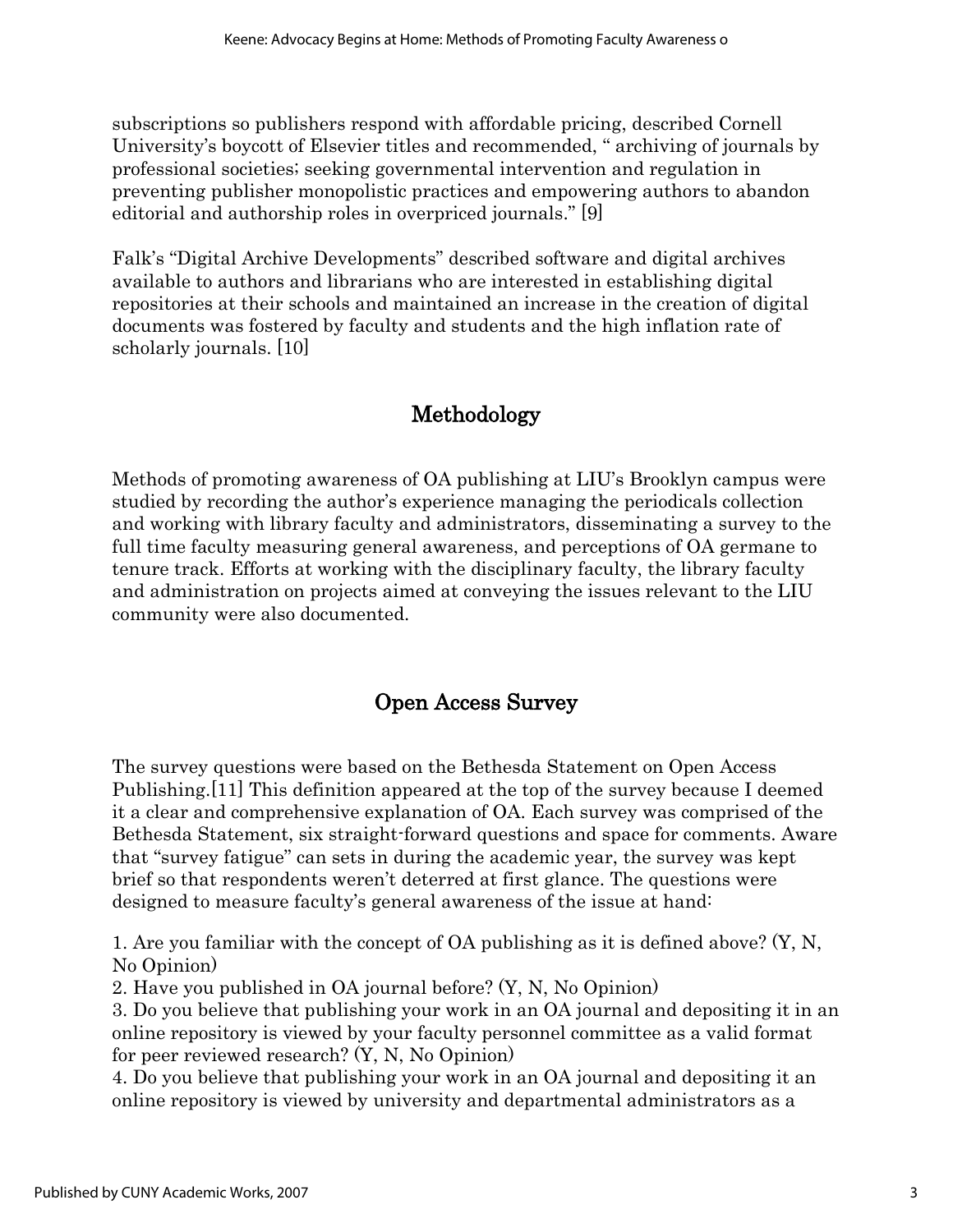subscriptions so publishers respond with affordable pricing, described Cornell University's boycott of Elsevier titles and recommended, " archiving of journals by professional societies; seeking governmental intervention and regulation in preventing publisher monopolistic practices and empowering authors to abandon editorial and authorship roles in overpriced journals." [9]

Falk's "Digital Archive Developments" described software and digital archives available to authors and librarians who are interested in establishing digital repositories at their schools and maintained an increase in the creation of digital documents was fostered by faculty and students and the high inflation rate of scholarly journals. [10]

## Methodology

Methods of promoting awareness of OA publishing at LIU's Brooklyn campus were studied by recording the author's experience managing the periodicals collection and working with library faculty and administrators, disseminating a survey to the full time faculty measuring general awareness, and perceptions of OA germane to tenure track. Efforts at working with the disciplinary faculty, the library faculty and administration on projects aimed at conveying the issues relevant to the LIU community were also documented.

## Open Access Survey

The survey questions were based on the Bethesda Statement on Open Access Publishing.[11] This definition appeared at the top of the survey because I deemed it a clear and comprehensive explanation of OA. Each survey was comprised of the Bethesda Statement, six straight-forward questions and space for comments. Aware that "survey fatigue" can sets in during the academic year, the survey was kept brief so that respondents weren't deterred at first glance. The questions were designed to measure faculty's general awareness of the issue at hand:

1. Are you familiar with the concept of OA publishing as it is defined above? (Y, N, No Opinion)
2. Have you published in OA journal before? (Y, N, No Opinion)
3. Do you believe that publishing your work in an OA journal and depositing it in an online repository is viewed by your faculty personnel committee as a valid format for peer reviewed research? (Y, N, No Opinion)
4. Do you believe that publishing your work in an OA journal and depositing it an online repository is viewed by university and departmental administrators as a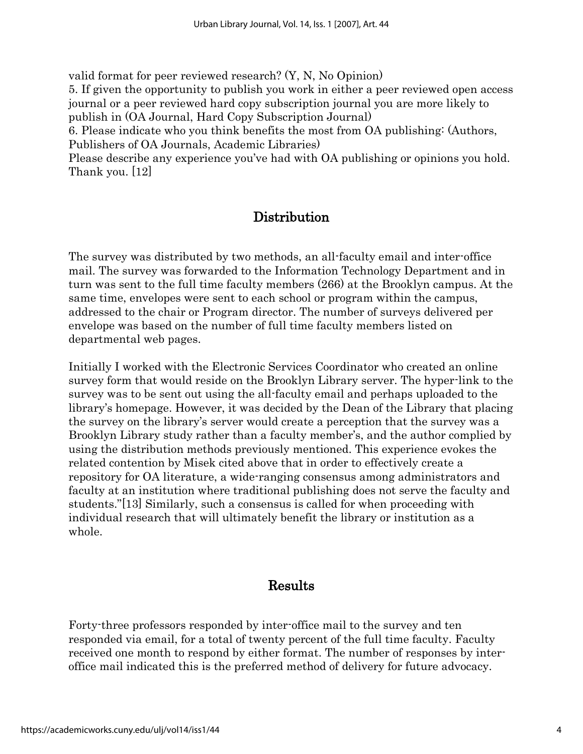valid format for peer reviewed research? (Y, N, No Opinion)
5. If given the opportunity to publish you work in either a peer reviewed open access journal or a peer reviewed hard copy subscription journal you are more likely to publish in (OA Journal, Hard Copy Subscription Journal)
6. Please indicate who you think benefits the most from OA publishing: (Authors, Publishers of OA Journals, Academic Libraries)
Please describe any experience you've had with OA publishing or opinions you hold. Thank you. [12]

## Distribution

The survey was distributed by two methods, an all-faculty email and inter-office mail. The survey was forwarded to the Information Technology Department and in turn was sent to the full time faculty members (266) at the Brooklyn campus. At the same time, envelopes were sent to each school or program within the campus, addressed to the chair or Program director. The number of surveys delivered per envelope was based on the number of full time faculty members listed on departmental web pages.

Initially I worked with the Electronic Services Coordinator who created an online survey form that would reside on the Brooklyn Library server. The hyper-link to the survey was to be sent out using the all-faculty email and perhaps uploaded to the library's homepage. However, it was decided by the Dean of the Library that placing the survey on the library's server would create a perception that the survey was a Brooklyn Library study rather than a faculty member's, and the author complied by using the distribution methods previously mentioned. This experience evokes the related contention by Misek cited above that in order to effectively create a repository for OA literature, a wide-ranging consensus among administrators and faculty at an institution where traditional publishing does not serve the faculty and students."[13] Similarly, such a consensus is called for when proceeding with individual research that will ultimately benefit the library or institution as a whole.

## Results

Forty-three professors responded by inter-office mail to the survey and ten responded via email, for a total of twenty percent of the full time faculty. Faculty received one month to respond by either format. The number of responses by inter-office mail indicated this is the preferred method of delivery for future advocacy.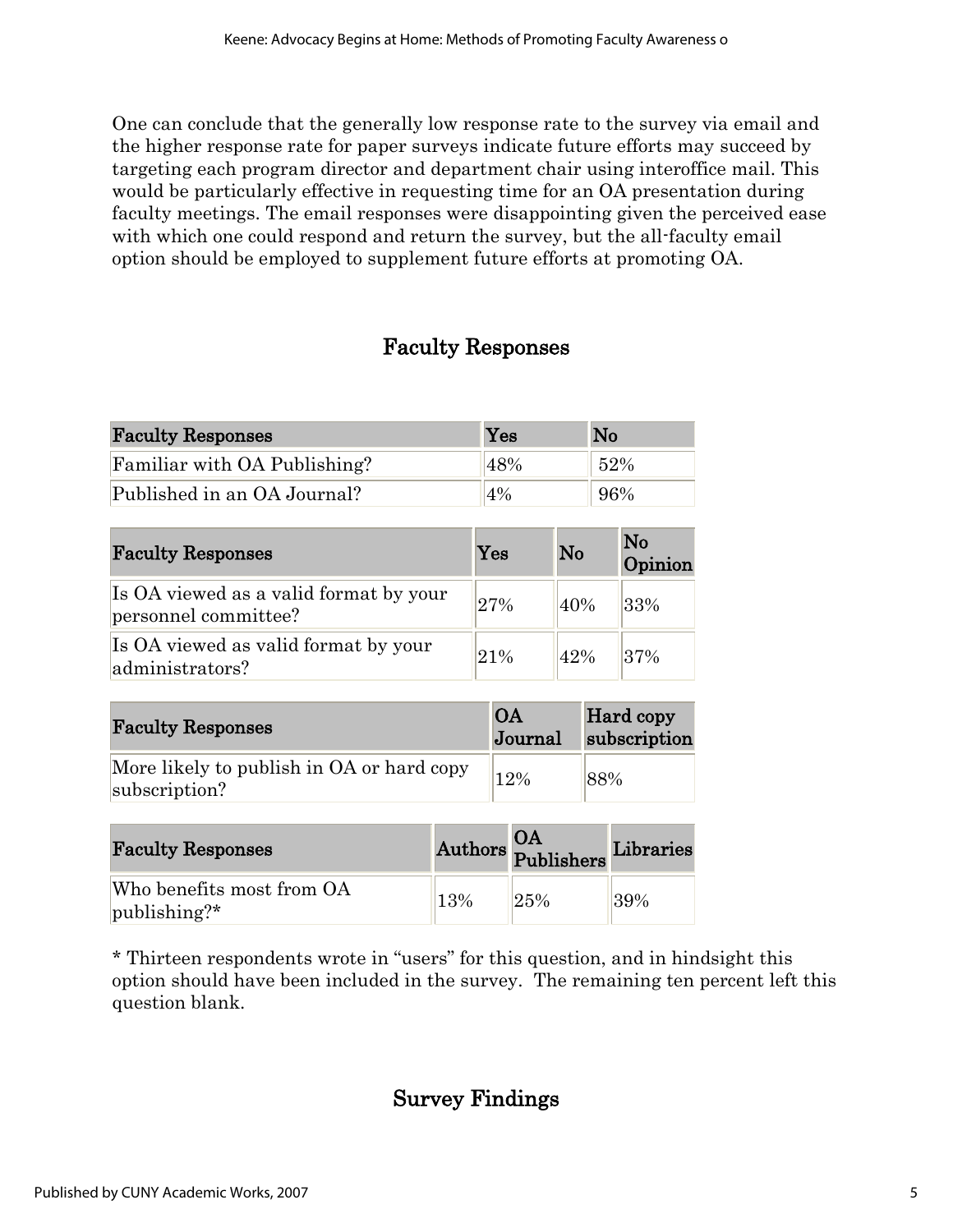One can conclude that the generally low response rate to the survey via email and the higher response rate for paper surveys indicate future efforts may succeed by targeting each program director and department chair using interoffice mail. This would be particularly effective in requesting time for an OA presentation during faculty meetings. The email responses were disappointing given the perceived ease with which one could respond and return the survey, but the all-faculty email option should be employed to supplement future efforts at promoting OA.

## Faculty Responses

| Faculty Responses | Yes | No |
|---|---|---|
| Familiar with OA Publishing? | 48% | 52% |
| Published in an OA Journal? | 4% | 96% |

| Faculty Responses | Yes | No | No Opinion |
|---|---|---|---|
| Is OA viewed as a valid format by your personnel committee? | 27% | 40% | 33% |
| Is OA viewed as valid format by your administrators? | 21% | 42% | 37% |

| Faculty Responses | OA Journal | Hard copy subscription |
|---|---|---|
| More likely to publish in OA or hard copy subscription? | 12% | 88% |

| Faculty Responses | Authors | OA Publishers | Libraries |
|---|---|---|---|
| Who benefits most from OA publishing?* | 13% | 25% | 39% |

* Thirteen respondents wrote in "users" for this question, and in hindsight this option should have been included in the survey. The remaining ten percent left this question blank.

## Survey Findings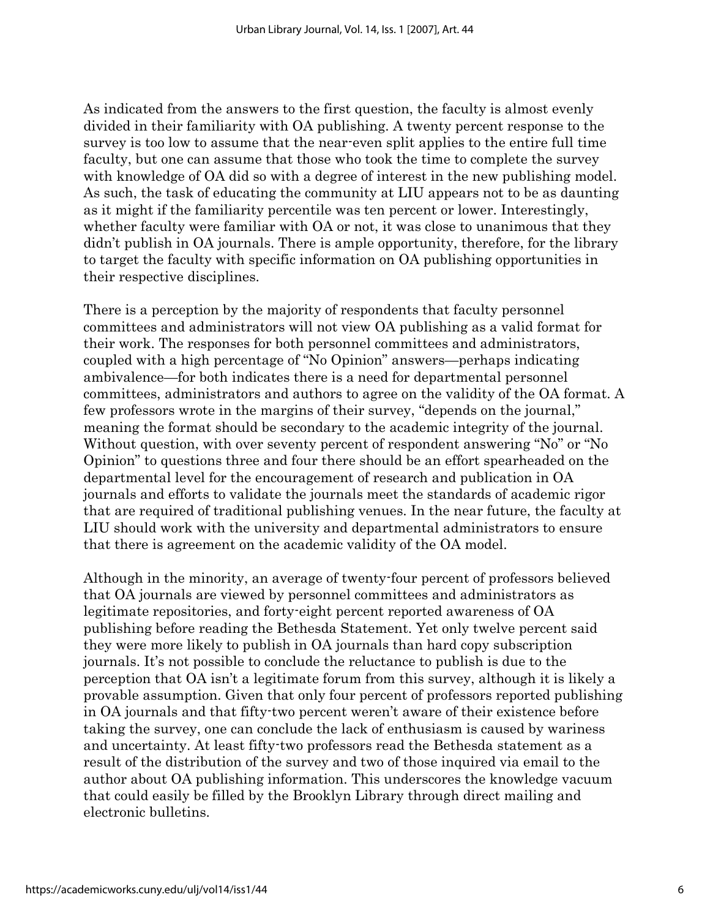As indicated from the answers to the first question, the faculty is almost evenly divided in their familiarity with OA publishing. A twenty percent response to the survey is too low to assume that the near-even split applies to the entire full time faculty, but one can assume that those who took the time to complete the survey with knowledge of OA did so with a degree of interest in the new publishing model. As such, the task of educating the community at LIU appears not to be as daunting as it might if the familiarity percentile was ten percent or lower. Interestingly, whether faculty were familiar with OA or not, it was close to unanimous that they didn't publish in OA journals. There is ample opportunity, therefore, for the library to target the faculty with specific information on OA publishing opportunities in their respective disciplines.

There is a perception by the majority of respondents that faculty personnel committees and administrators will not view OA publishing as a valid format for their work. The responses for both personnel committees and administrators, coupled with a high percentage of "No Opinion" answers—perhaps indicating ambivalence—for both indicates there is a need for departmental personnel committees, administrators and authors to agree on the validity of the OA format. A few professors wrote in the margins of their survey, "depends on the journal," meaning the format should be secondary to the academic integrity of the journal. Without question, with over seventy percent of respondent answering "No" or "No Opinion" to questions three and four there should be an effort spearheaded on the departmental level for the encouragement of research and publication in OA journals and efforts to validate the journals meet the standards of academic rigor that are required of traditional publishing venues. In the near future, the faculty at LIU should work with the university and departmental administrators to ensure that there is agreement on the academic validity of the OA model.

Although in the minority, an average of twenty-four percent of professors believed that OA journals are viewed by personnel committees and administrators as legitimate repositories, and forty-eight percent reported awareness of OA publishing before reading the Bethesda Statement. Yet only twelve percent said they were more likely to publish in OA journals than hard copy subscription journals. It's not possible to conclude the reluctance to publish is due to the perception that OA isn't a legitimate forum from this survey, although it is likely a provable assumption. Given that only four percent of professors reported publishing in OA journals and that fifty-two percent weren't aware of their existence before taking the survey, one can conclude the lack of enthusiasm is caused by wariness and uncertainty. At least fifty-two professors read the Bethesda statement as a result of the distribution of the survey and two of those inquired via email to the author about OA publishing information. This underscores the knowledge vacuum that could easily be filled by the Brooklyn Library through direct mailing and electronic bulletins.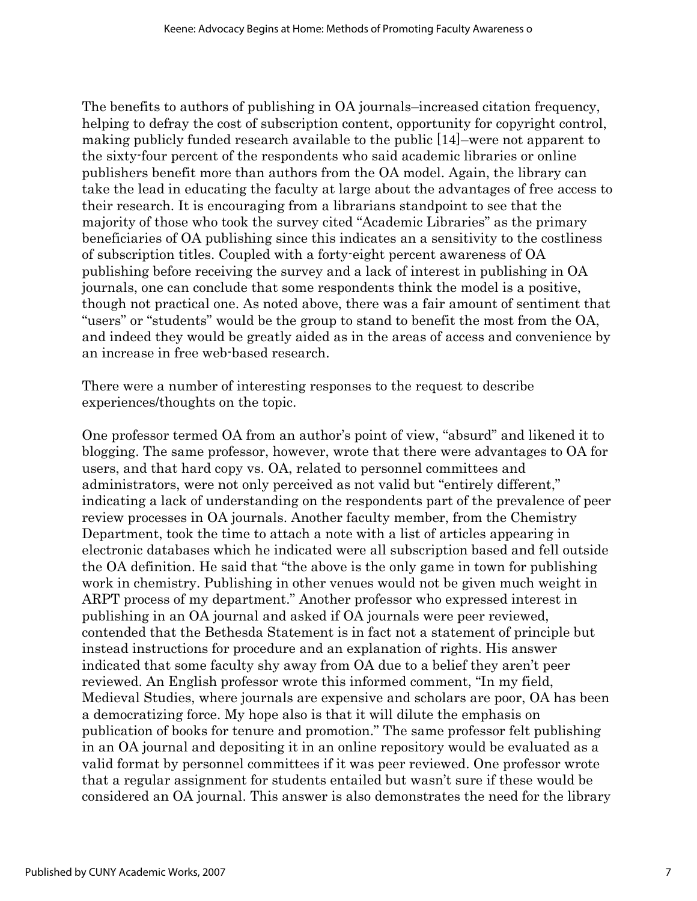The benefits to authors of publishing in OA journals–increased citation frequency, helping to defray the cost of subscription content, opportunity for copyright control, making publicly funded research available to the public [14]–were not apparent to the sixty-four percent of the respondents who said academic libraries or online publishers benefit more than authors from the OA model. Again, the library can take the lead in educating the faculty at large about the advantages of free access to their research. It is encouraging from a librarians standpoint to see that the majority of those who took the survey cited "Academic Libraries" as the primary beneficiaries of OA publishing since this indicates an a sensitivity to the costliness of subscription titles. Coupled with a forty-eight percent awareness of OA publishing before receiving the survey and a lack of interest in publishing in OA journals, one can conclude that some respondents think the model is a positive, though not practical one. As noted above, there was a fair amount of sentiment that "users" or "students" would be the group to stand to benefit the most from the OA, and indeed they would be greatly aided as in the areas of access and convenience by an increase in free web-based research.

There were a number of interesting responses to the request to describe experiences/thoughts on the topic.

One professor termed OA from an author's point of view, "absurd" and likened it to blogging. The same professor, however, wrote that there were advantages to OA for users, and that hard copy vs. OA, related to personnel committees and administrators, were not only perceived as not valid but "entirely different," indicating a lack of understanding on the respondents part of the prevalence of peer review processes in OA journals. Another faculty member, from the Chemistry Department, took the time to attach a note with a list of articles appearing in electronic databases which he indicated were all subscription based and fell outside the OA definition. He said that "the above is the only game in town for publishing work in chemistry. Publishing in other venues would not be given much weight in ARPT process of my department." Another professor who expressed interest in publishing in an OA journal and asked if OA journals were peer reviewed, contended that the Bethesda Statement is in fact not a statement of principle but instead instructions for procedure and an explanation of rights. His answer indicated that some faculty shy away from OA due to a belief they aren't peer reviewed. An English professor wrote this informed comment, "In my field, Medieval Studies, where journals are expensive and scholars are poor, OA has been a democratizing force. My hope also is that it will dilute the emphasis on publication of books for tenure and promotion." The same professor felt publishing in an OA journal and depositing it in an online repository would be evaluated as a valid format by personnel committees if it was peer reviewed. One professor wrote that a regular assignment for students entailed but wasn't sure if these would be considered an OA journal. This answer is also demonstrates the need for the library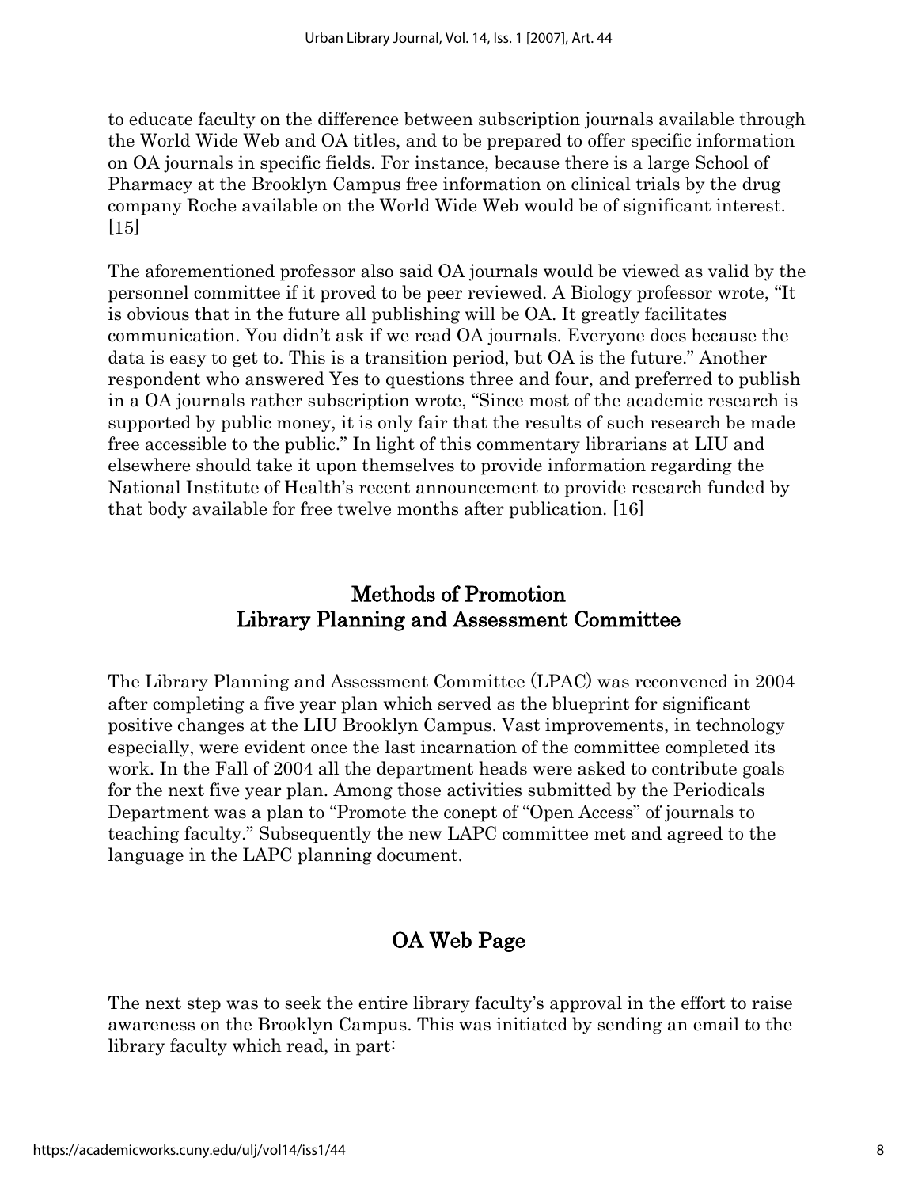to educate faculty on the difference between subscription journals available through the World Wide Web and OA titles, and to be prepared to offer specific information on OA journals in specific fields. For instance, because there is a large School of Pharmacy at the Brooklyn Campus free information on clinical trials by the drug company Roche available on the World Wide Web would be of significant interest. [15]

The aforementioned professor also said OA journals would be viewed as valid by the personnel committee if it proved to be peer reviewed. A Biology professor wrote, "It is obvious that in the future all publishing will be OA. It greatly facilitates communication. You didn't ask if we read OA journals. Everyone does because the data is easy to get to. This is a transition period, but OA is the future." Another respondent who answered Yes to questions three and four, and preferred to publish in a OA journals rather subscription wrote, "Since most of the academic research is supported by public money, it is only fair that the results of such research be made free accessible to the public." In light of this commentary librarians at LIU and elsewhere should take it upon themselves to provide information regarding the National Institute of Health's recent announcement to provide research funded by that body available for free twelve months after publication. [16]

## Methods of Promotion
## Library Planning and Assessment Committee

The Library Planning and Assessment Committee (LPAC) was reconvened in 2004 after completing a five year plan which served as the blueprint for significant positive changes at the LIU Brooklyn Campus. Vast improvements, in technology especially, were evident once the last incarnation of the committee completed its work. In the Fall of 2004 all the department heads were asked to contribute goals for the next five year plan. Among those activities submitted by the Periodicals Department was a plan to "Promote the conept of "Open Access" of journals to teaching faculty." Subsequently the new LAPC committee met and agreed to the language in the LAPC planning document.

## OA Web Page

The next step was to seek the entire library faculty's approval in the effort to raise awareness on the Brooklyn Campus. This was initiated by sending an email to the library faculty which read, in part: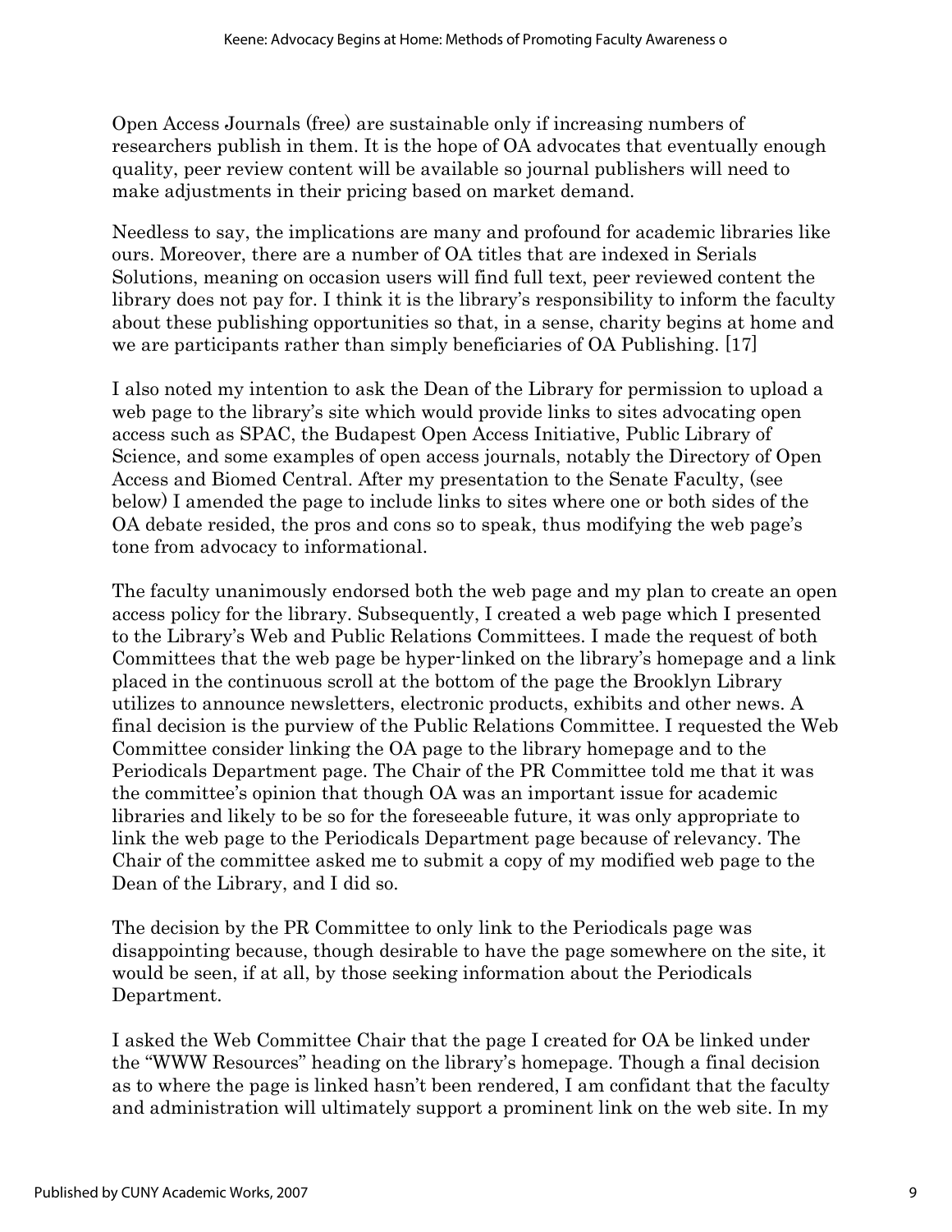Open Access Journals (free) are sustainable only if increasing numbers of researchers publish in them. It is the hope of OA advocates that eventually enough quality, peer review content will be available so journal publishers will need to make adjustments in their pricing based on market demand.

Needless to say, the implications are many and profound for academic libraries like ours. Moreover, there are a number of OA titles that are indexed in Serials Solutions, meaning on occasion users will find full text, peer reviewed content the library does not pay for. I think it is the library's responsibility to inform the faculty about these publishing opportunities so that, in a sense, charity begins at home and we are participants rather than simply beneficiaries of OA Publishing. [17]

I also noted my intention to ask the Dean of the Library for permission to upload a web page to the library's site which would provide links to sites advocating open access such as SPAC, the Budapest Open Access Initiative, Public Library of Science, and some examples of open access journals, notably the Directory of Open Access and Biomed Central. After my presentation to the Senate Faculty, (see below) I amended the page to include links to sites where one or both sides of the OA debate resided, the pros and cons so to speak, thus modifying the web page's tone from advocacy to informational.

The faculty unanimously endorsed both the web page and my plan to create an open access policy for the library. Subsequently, I created a web page which I presented to the Library's Web and Public Relations Committees. I made the request of both Committees that the web page be hyper-linked on the library's homepage and a link placed in the continuous scroll at the bottom of the page the Brooklyn Library utilizes to announce newsletters, electronic products, exhibits and other news. A final decision is the purview of the Public Relations Committee. I requested the Web Committee consider linking the OA page to the library homepage and to the Periodicals Department page. The Chair of the PR Committee told me that it was the committee's opinion that though OA was an important issue for academic libraries and likely to be so for the foreseeable future, it was only appropriate to link the web page to the Periodicals Department page because of relevancy. The Chair of the committee asked me to submit a copy of my modified web page to the Dean of the Library, and I did so.

The decision by the PR Committee to only link to the Periodicals page was disappointing because, though desirable to have the page somewhere on the site, it would be seen, if at all, by those seeking information about the Periodicals Department.

I asked the Web Committee Chair that the page I created for OA be linked under the "WWW Resources" heading on the library's homepage. Though a final decision as to where the page is linked hasn't been rendered, I am confidant that the faculty and administration will ultimately support a prominent link on the web site. In my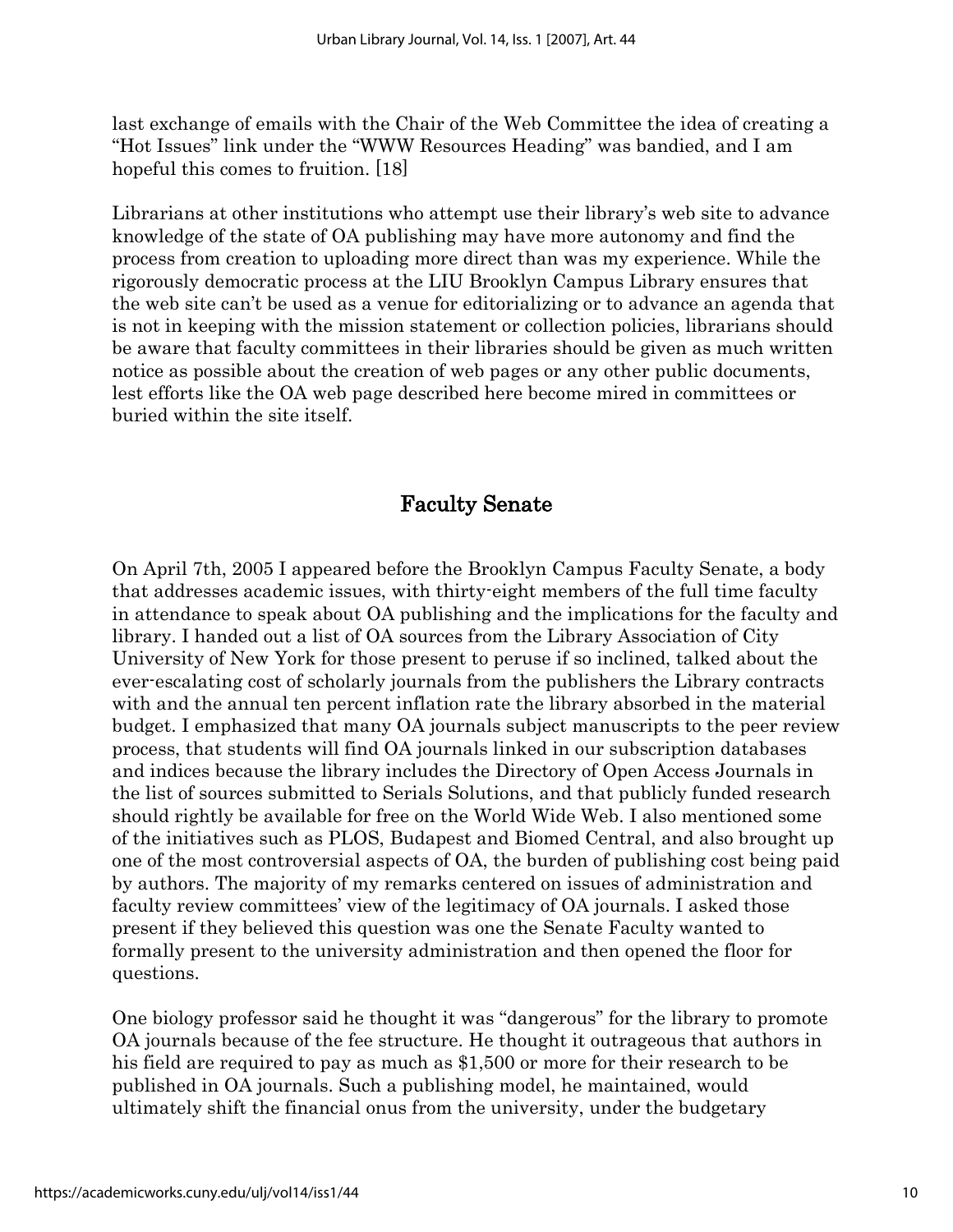last exchange of emails with the Chair of the Web Committee the idea of creating a "Hot Issues" link under the "WWW Resources Heading" was bandied, and I am hopeful this comes to fruition. [18]

Librarians at other institutions who attempt use their library's web site to advance knowledge of the state of OA publishing may have more autonomy and find the process from creation to uploading more direct than was my experience. While the rigorously democratic process at the LIU Brooklyn Campus Library ensures that the web site can't be used as a venue for editorializing or to advance an agenda that is not in keeping with the mission statement or collection policies, librarians should be aware that faculty committees in their libraries should be given as much written notice as possible about the creation of web pages or any other public documents, lest efforts like the OA web page described here become mired in committees or buried within the site itself.

## Faculty Senate

On April 7th, 2005 I appeared before the Brooklyn Campus Faculty Senate, a body that addresses academic issues, with thirty-eight members of the full time faculty in attendance to speak about OA publishing and the implications for the faculty and library. I handed out a list of OA sources from the Library Association of City University of New York for those present to peruse if so inclined, talked about the ever-escalating cost of scholarly journals from the publishers the Library contracts with and the annual ten percent inflation rate the library absorbed in the material budget. I emphasized that many OA journals subject manuscripts to the peer review process, that students will find OA journals linked in our subscription databases and indices because the library includes the Directory of Open Access Journals in the list of sources submitted to Serials Solutions, and that publicly funded research should rightly be available for free on the World Wide Web. I also mentioned some of the initiatives such as PLOS, Budapest and Biomed Central, and also brought up one of the most controversial aspects of OA, the burden of publishing cost being paid by authors. The majority of my remarks centered on issues of administration and faculty review committees' view of the legitimacy of OA journals. I asked those present if they believed this question was one the Senate Faculty wanted to formally present to the university administration and then opened the floor for questions.

One biology professor said he thought it was "dangerous" for the library to promote OA journals because of the fee structure. He thought it outrageous that authors in his field are required to pay as much as $1,500 or more for their research to be published in OA journals. Such a publishing model, he maintained, would ultimately shift the financial onus from the university, under the budgetary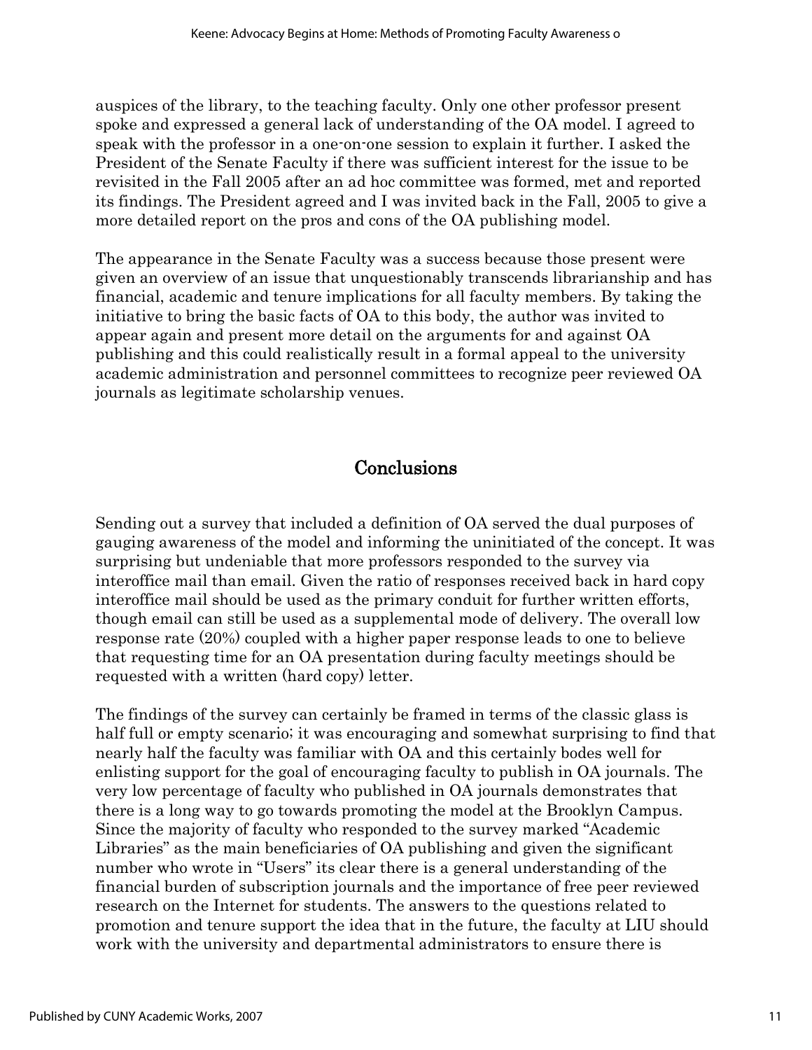auspices of the library, to the teaching faculty. Only one other professor present spoke and expressed a general lack of understanding of the OA model. I agreed to speak with the professor in a one-on-one session to explain it further. I asked the President of the Senate Faculty if there was sufficient interest for the issue to be revisited in the Fall 2005 after an ad hoc committee was formed, met and reported its findings. The President agreed and I was invited back in the Fall, 2005 to give a more detailed report on the pros and cons of the OA publishing model.

The appearance in the Senate Faculty was a success because those present were given an overview of an issue that unquestionably transcends librarianship and has financial, academic and tenure implications for all faculty members. By taking the initiative to bring the basic facts of OA to this body, the author was invited to appear again and present more detail on the arguments for and against OA publishing and this could realistically result in a formal appeal to the university academic administration and personnel committees to recognize peer reviewed OA journals as legitimate scholarship venues.

## Conclusions

Sending out a survey that included a definition of OA served the dual purposes of gauging awareness of the model and informing the uninitiated of the concept. It was surprising but undeniable that more professors responded to the survey via interoffice mail than email. Given the ratio of responses received back in hard copy interoffice mail should be used as the primary conduit for further written efforts, though email can still be used as a supplemental mode of delivery. The overall low response rate (20%) coupled with a higher paper response leads to one to believe that requesting time for an OA presentation during faculty meetings should be requested with a written (hard copy) letter.

The findings of the survey can certainly be framed in terms of the classic glass is half full or empty scenario; it was encouraging and somewhat surprising to find that nearly half the faculty was familiar with OA and this certainly bodes well for enlisting support for the goal of encouraging faculty to publish in OA journals. The very low percentage of faculty who published in OA journals demonstrates that there is a long way to go towards promoting the model at the Brooklyn Campus. Since the majority of faculty who responded to the survey marked "Academic Libraries" as the main beneficiaries of OA publishing and given the significant number who wrote in "Users" its clear there is a general understanding of the financial burden of subscription journals and the importance of free peer reviewed research on the Internet for students. The answers to the questions related to promotion and tenure support the idea that in the future, the faculty at LIU should work with the university and departmental administrators to ensure there is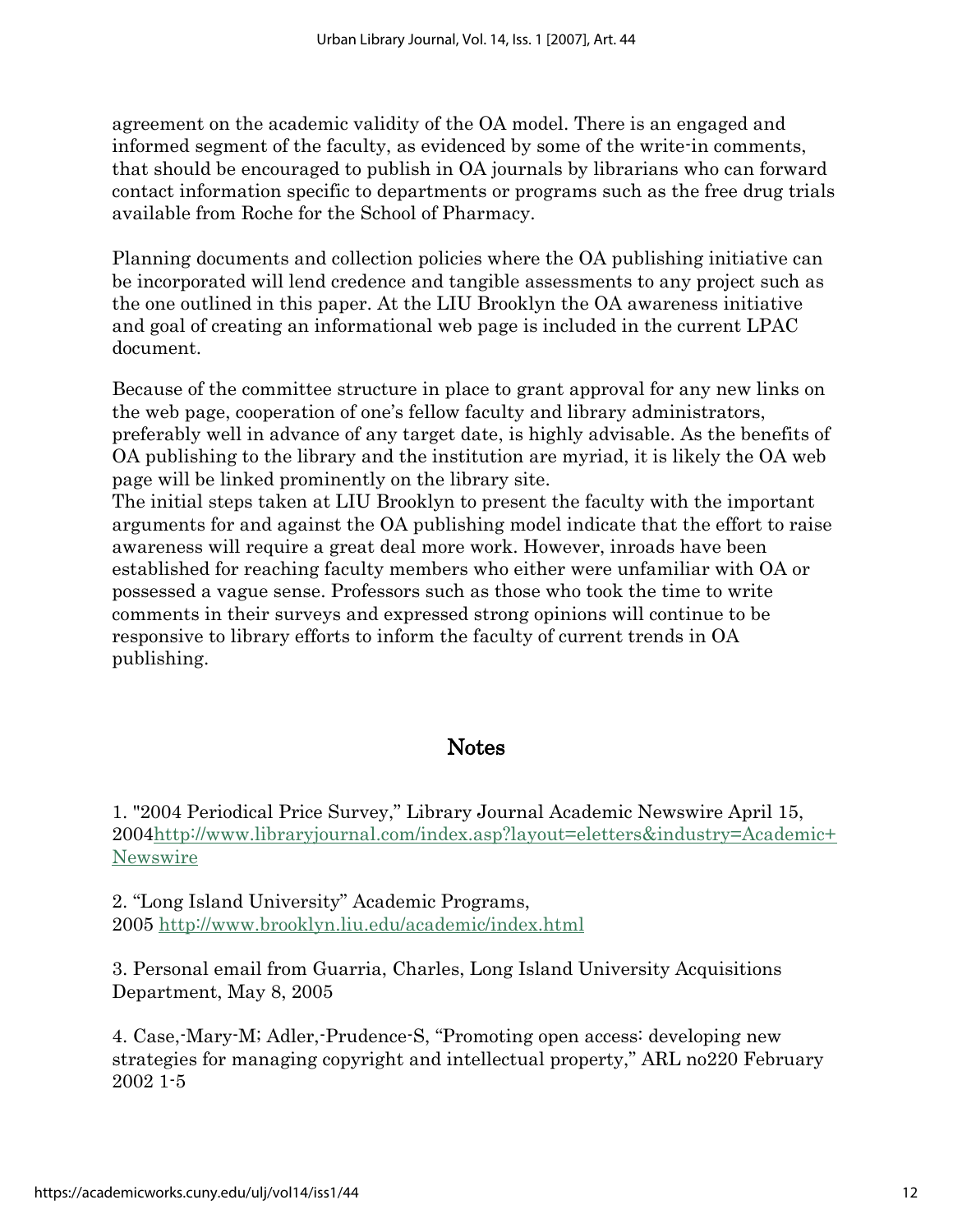agreement on the academic validity of the OA model. There is an engaged and informed segment of the faculty, as evidenced by some of the write-in comments, that should be encouraged to publish in OA journals by librarians who can forward contact information specific to departments or programs such as the free drug trials available from Roche for the School of Pharmacy.

Planning documents and collection policies where the OA publishing initiative can be incorporated will lend credence and tangible assessments to any project such as the one outlined in this paper. At the LIU Brooklyn the OA awareness initiative and goal of creating an informational web page is included in the current LPAC document.

Because of the committee structure in place to grant approval for any new links on the web page, cooperation of one's fellow faculty and library administrators, preferably well in advance of any target date, is highly advisable. As the benefits of OA publishing to the library and the institution are myriad, it is likely the OA web page will be linked prominently on the library site.
The initial steps taken at LIU Brooklyn to present the faculty with the important arguments for and against the OA publishing model indicate that the effort to raise awareness will require a great deal more work. However, inroads have been established for reaching faculty members who either were unfamiliar with OA or possessed a vague sense. Professors such as those who took the time to write comments in their surveys and expressed strong opinions will continue to be responsive to library efforts to inform the faculty of current trends in OA publishing.

## Notes

1. "2004 Periodical Price Survey," Library Journal Academic Newswire April 15, 2004http://www.libraryjournal.com/index.asp?layout=eletters&industry=Academic+Newswire

2. "Long Island University" Academic Programs, 2005 http://www.brooklyn.liu.edu/academic/index.html

3. Personal email from Guarria, Charles, Long Island University Acquisitions Department, May 8, 2005

4. Case,-Mary-M; Adler,-Prudence-S, "Promoting open access: developing new strategies for managing copyright and intellectual property," ARL no220 February 2002 1-5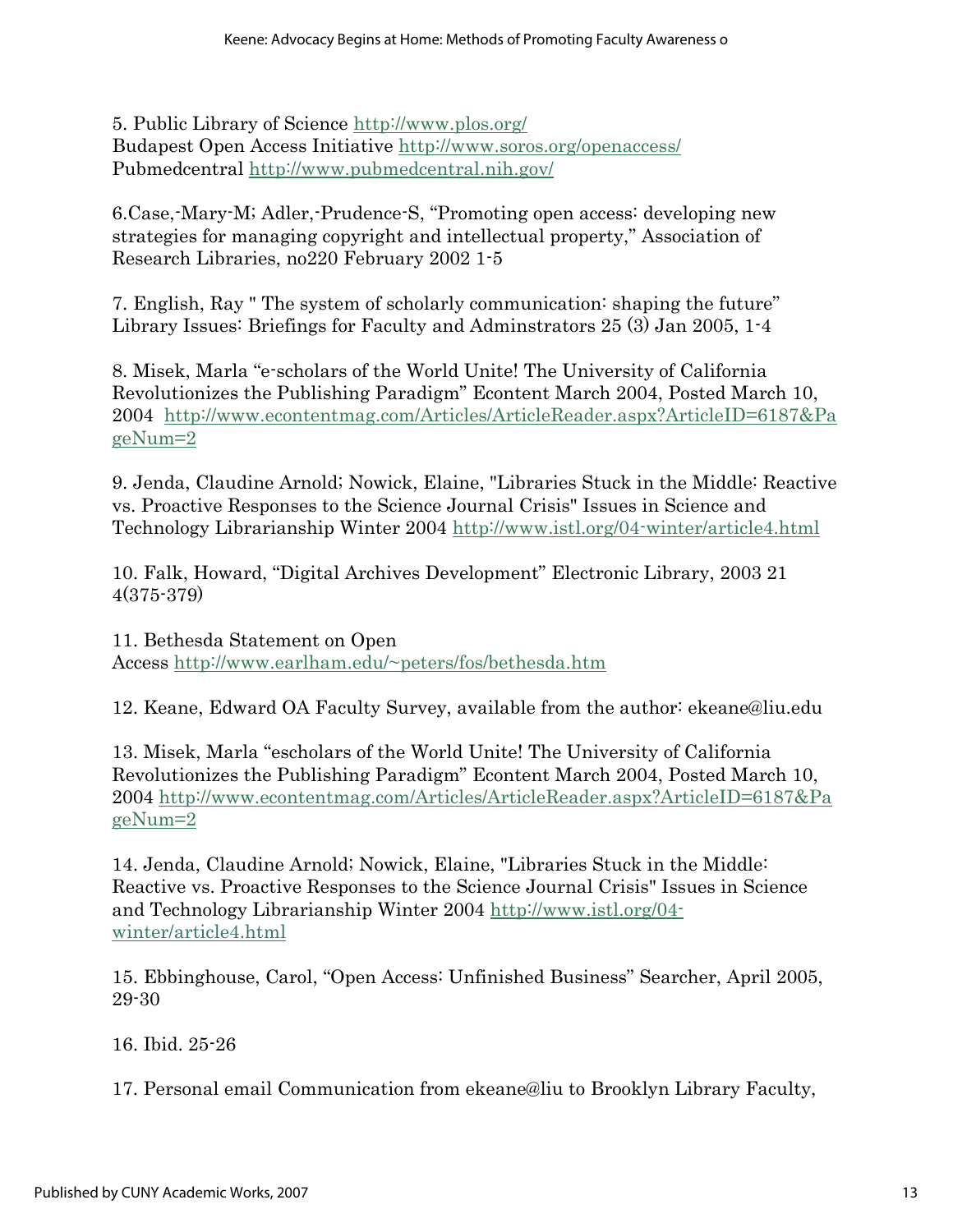5. Public Library of Science http://www.plos.org/
Budapest Open Access Initiative http://www.soros.org/openaccess/
Pubmedcentral http://www.pubmedcentral.nih.gov/

6.Case,-Mary-M; Adler,-Prudence-S, "Promoting open access: developing new strategies for managing copyright and intellectual property," Association of Research Libraries, no220 February 2002 1-5

7. English, Ray " The system of scholarly communication: shaping the future" Library Issues: Briefings for Faculty and Adminstrators 25 (3) Jan 2005, 1-4

8. Misek, Marla "e-scholars of the World Unite! The University of California Revolutionizes the Publishing Paradigm" Econtent March 2004, Posted March 10, 2004 http://www.econtentmag.com/Articles/ArticleReader.aspx?ArticleID=6187&PageNum=2

9. Jenda, Claudine Arnold; Nowick, Elaine, "Libraries Stuck in the Middle: Reactive vs. Proactive Responses to the Science Journal Crisis" Issues in Science and Technology Librarianship Winter 2004 http://www.istl.org/04-winter/article4.html

10. Falk, Howard, "Digital Archives Development" Electronic Library, 2003 21 4(375-379)

11. Bethesda Statement on Open Access http://www.earlham.edu/~peters/fos/bethesda.htm

12. Keane, Edward OA Faculty Survey, available from the author: ekeane@liu.edu

13. Misek, Marla "escholars of the World Unite! The University of California Revolutionizes the Publishing Paradigm" Econtent March 2004, Posted March 10, 2004 http://www.econtentmag.com/Articles/ArticleReader.aspx?ArticleID=6187&PageNum=2

14. Jenda, Claudine Arnold; Nowick, Elaine, "Libraries Stuck in the Middle: Reactive vs. Proactive Responses to the Science Journal Crisis" Issues in Science and Technology Librarianship Winter 2004 http://www.istl.org/04-winter/article4.html

15. Ebbinghouse, Carol, "Open Access: Unfinished Business" Searcher, April 2005, 29-30

16. Ibid. 25-26

17. Personal email Communication from ekeane@liu to Brooklyn Library Faculty,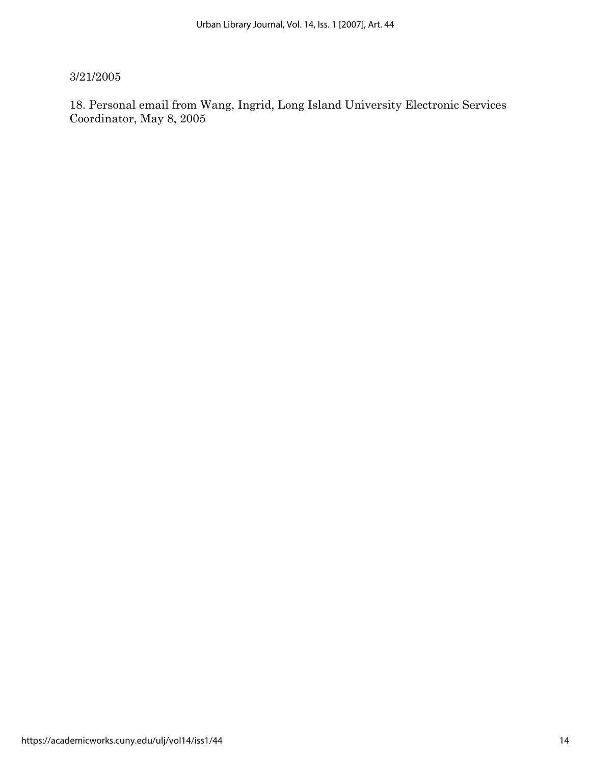3/21/2005

18. Personal email from Wang, Ingrid, Long Island University Electronic Services Coordinator, May 8, 2005